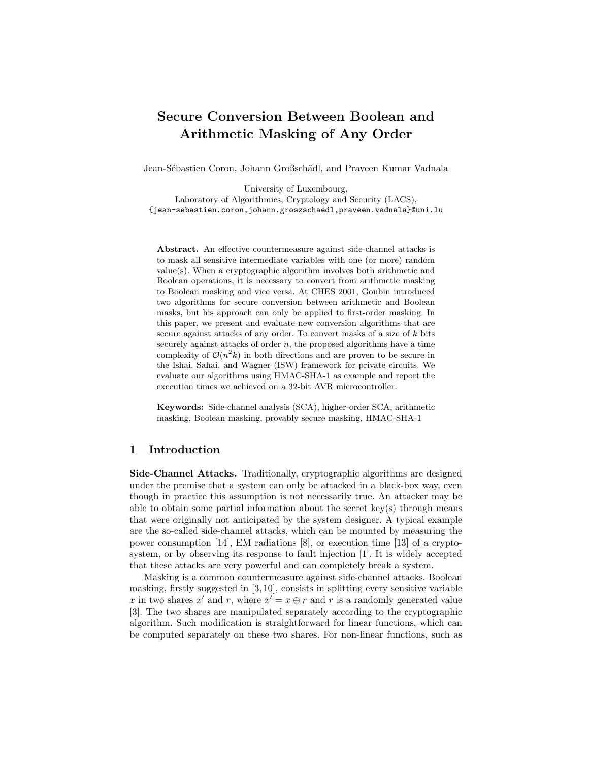# Secure Conversion Between Boolean and Arithmetic Masking of Any Order

Jean-Sébastien Coron, Johann Großschädl, and Praveen Kumar Vadnala

University of Luxembourg,
Laboratory of Algorithmics, Cryptology and Security (LACS),
{jean-sebastien.coron,johann.groszschaedl,praveen.vadnala}@uni.lu

**Abstract.** An effective countermeasure against side-channel attacks is to mask all sensitive intermediate variables with one (or more) random value(s). When a cryptographic algorithm involves both arithmetic and Boolean operations, it is necessary to convert from arithmetic masking to Boolean masking and vice versa. At CHES 2001, Goubin introduced two algorithms for secure conversion between arithmetic and Boolean masks, but his approach can only be applied to first-order masking. In this paper, we present and evaluate new conversion algorithms that are secure against attacks of any order. To convert masks of a size of $k$ bits securely against attacks of order $n$, the proposed algorithms have a time complexity of $\mathcal{O}(n^2 k)$ in both directions and are proven to be secure in the Ishai, Sahai, and Wagner (ISW) framework for private circuits. We evaluate our algorithms using HMAC-SHA-1 as example and report the execution times we achieved on a 32-bit AVR microcontroller.

**Keywords:** Side-channel analysis (SCA), higher-order SCA, arithmetic masking, Boolean masking, provably secure masking, HMAC-SHA-1

## 1 Introduction

**Side-Channel Attacks.** Traditionally, cryptographic algorithms are designed under the premise that a system can only be attacked in a black-box way, even though in practice this assumption is not necessarily true. An attacker may be able to obtain some partial information about the secret key(s) through means that were originally not anticipated by the system designer. A typical example are the so-called side-channel attacks, which can be mounted by measuring the power consumption [14], EM radiations [8], or execution time [13] of a cryptosystem, or by observing its response to fault injection [1]. It is widely accepted that these attacks are very powerful and can completely break a system.

Masking is a common countermeasure against side-channel attacks. Boolean masking, firstly suggested in [3, 10], consists in splitting every sensitive variable $x$ in two shares $x'$ and $r$, where $x' = x \oplus r$ and $r$ is a randomly generated value [3]. The two shares are manipulated separately according to the cryptographic algorithm. Such modification is straightforward for linear functions, which can be computed separately on these two shares. For non-linear functions, such as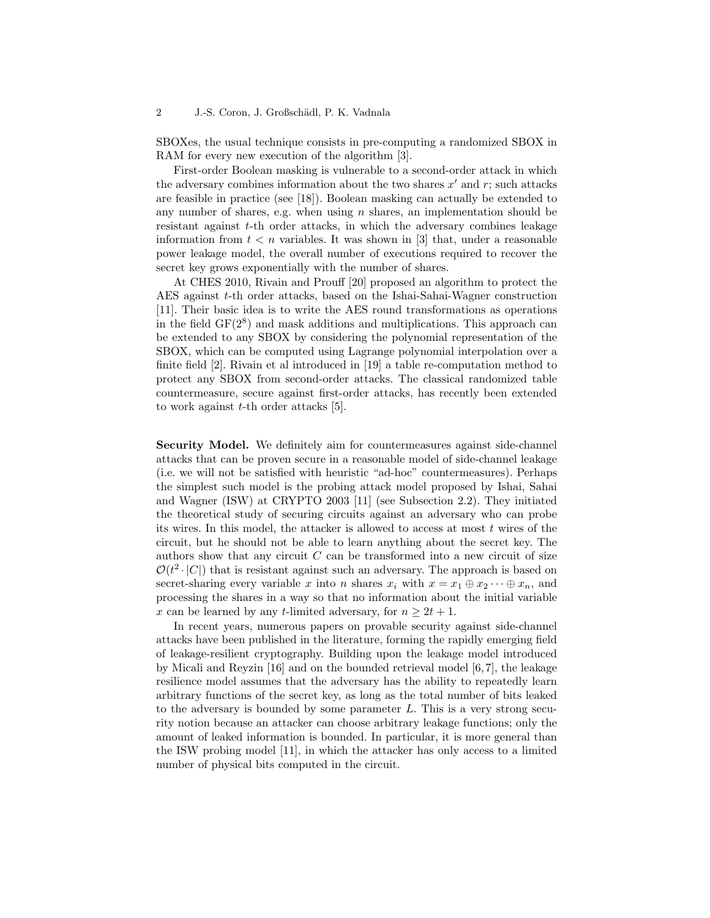SBOXes, the usual technique consists in pre-computing a randomized SBOX in RAM for every new execution of the algorithm [3].

First-order Boolean masking is vulnerable to a second-order attack in which the adversary combines information about the two shares $x'$ and $r$; such attacks are feasible in practice (see [18]). Boolean masking can actually be extended to any number of shares, e.g. when using $n$ shares, an implementation should be resistant against $t$-th order attacks, in which the adversary combines leakage information from $t < n$ variables. It was shown in [3] that, under a reasonable power leakage model, the overall number of executions required to recover the secret key grows exponentially with the number of shares.

At CHES 2010, Rivain and Prouff [20] proposed an algorithm to protect the AES against $t$-th order attacks, based on the Ishai-Sahai-Wagner construction [11]. Their basic idea is to write the AES round transformations as operations in the field $\mathrm{GF}(2^8)$ and mask additions and multiplications. This approach can be extended to any SBOX by considering the polynomial representation of the SBOX, which can be computed using Lagrange polynomial interpolation over a finite field [2]. Rivain et al introduced in [19] a table re-computation method to protect any SBOX from second-order attacks. The classical randomized table countermeasure, secure against first-order attacks, has recently been extended to work against $t$-th order attacks [5].

**Security Model.** We definitely aim for countermeasures against side-channel attacks that can be proven secure in a reasonable model of side-channel leakage (i.e. we will not be satisfied with heuristic "ad-hoc" countermeasures). Perhaps the simplest such model is the probing attack model proposed by Ishai, Sahai and Wagner (ISW) at CRYPTO 2003 [11] (see Subsection 2.2). They initiated the theoretical study of securing circuits against an adversary who can probe its wires. In this model, the attacker is allowed to access at most $t$ wires of the circuit, but he should not be able to learn anything about the secret key. The authors show that any circuit $C$ can be transformed into a new circuit of size $\mathcal{O}(t^2 \cdot |C|)$ that is resistant against such an adversary. The approach is based on secret-sharing every variable $x$ into $n$ shares $x_i$ with $x = x_1 \oplus x_2 \cdots \oplus x_n$, and processing the shares in a way so that no information about the initial variable $x$ can be learned by any $t$-limited adversary, for $n \geq 2t + 1$.

In recent years, numerous papers on provable security against side-channel attacks have been published in the literature, forming the rapidly emerging field of leakage-resilient cryptography. Building upon the leakage model introduced by Micali and Reyzin [16] and on the bounded retrieval model [6,7], the leakage resilience model assumes that the adversary has the ability to repeatedly learn arbitrary functions of the secret key, as long as the total number of bits leaked to the adversary is bounded by some parameter $L$. This is a very strong security notion because an attacker can choose arbitrary leakage functions; only the amount of leaked information is bounded. In particular, it is more general than the ISW probing model [11], in which the attacker has only access to a limited number of physical bits computed in the circuit.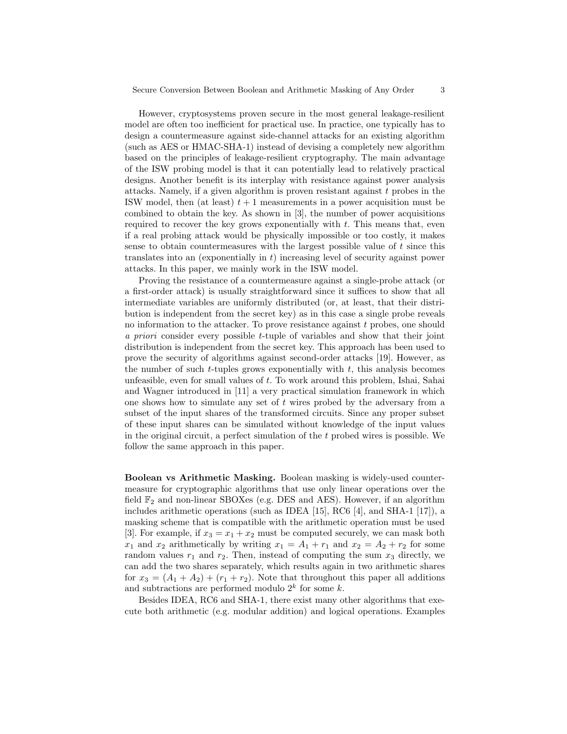However, cryptosystems proven secure in the most general leakage-resilient model are often too inefficient for practical use. In practice, one typically has to design a countermeasure against side-channel attacks for an existing algorithm (such as AES or HMAC-SHA-1) instead of devising a completely new algorithm based on the principles of leakage-resilient cryptography. The main advantage of the ISW probing model is that it can potentially lead to relatively practical designs. Another benefit is its interplay with resistance against power analysis attacks. Namely, if a given algorithm is proven resistant against $t$ probes in the ISW model, then (at least) $t + 1$ measurements in a power acquisition must be combined to obtain the key. As shown in [3], the number of power acquisitions required to recover the key grows exponentially with $t$. This means that, even if a real probing attack would be physically impossible or too costly, it makes sense to obtain countermeasures with the largest possible value of $t$ since this translates into an (exponentially in $t$) increasing level of security against power attacks. In this paper, we mainly work in the ISW model.

Proving the resistance of a countermeasure against a single-probe attack (or a first-order attack) is usually straightforward since it suffices to show that all intermediate variables are uniformly distributed (or, at least, that their distribution is independent from the secret key) as in this case a single probe reveals no information to the attacker. To prove resistance against $t$ probes, one should *a priori* consider every possible $t$-tuple of variables and show that their joint distribution is independent from the secret key. This approach has been used to prove the security of algorithms against second-order attacks [19]. However, as the number of such $t$-tuples grows exponentially with $t$, this analysis becomes unfeasible, even for small values of $t$. To work around this problem, Ishai, Sahai and Wagner introduced in [11] a very practical simulation framework in which one shows how to simulate any set of $t$ wires probed by the adversary from a subset of the input shares of the transformed circuits. Since any proper subset of these input shares can be simulated without knowledge of the input values in the original circuit, a perfect simulation of the $t$ probed wires is possible. We follow the same approach in this paper.

**Boolean vs Arithmetic Masking.** Boolean masking is widely-used countermeasure for cryptographic algorithms that use only linear operations over the field $\mathbb{F}_2$ and non-linear SBOXes (e.g. DES and AES). However, if an algorithm includes arithmetic operations (such as IDEA [15], RC6 [4], and SHA-1 [17]), a masking scheme that is compatible with the arithmetic operation must be used [3]. For example, if $x_3 = x_1 + x_2$ must be computed securely, we can mask both $x_1$ and $x_2$ arithmetically by writing $x_1 = A_1 + r_1$ and $x_2 = A_2 + r_2$ for some random values $r_1$ and $r_2$. Then, instead of computing the sum $x_3$ directly, we can add the two shares separately, which results again in two arithmetic shares for $x_3 = (A_1 + A_2) + (r_1 + r_2)$. Note that throughout this paper all additions and subtractions are performed modulo $2^k$ for some $k$.

Besides IDEA, RC6 and SHA-1, there exist many other algorithms that execute both arithmetic (e.g. modular addition) and logical operations. Examples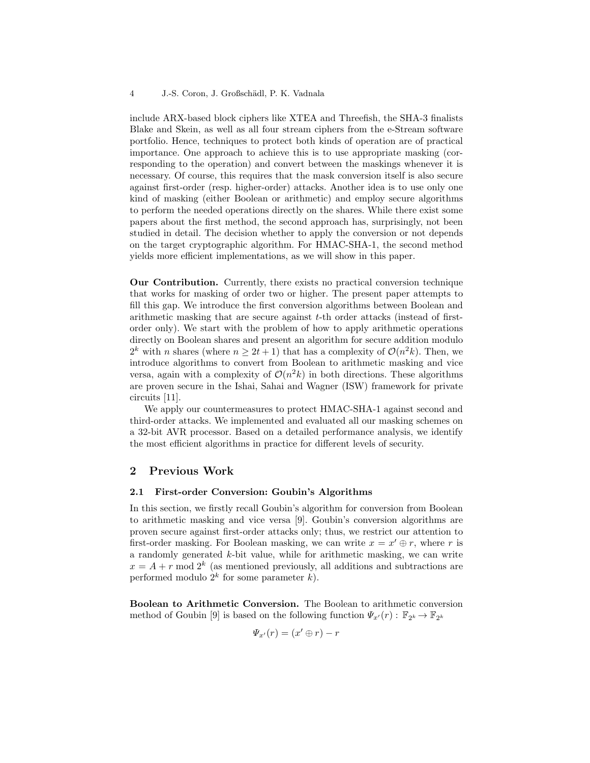include ARX-based block ciphers like XTEA and Threefish, the SHA-3 finalists Blake and Skein, as well as all four stream ciphers from the e-Stream software portfolio. Hence, techniques to protect both kinds of operation are of practical importance. One approach to achieve this is to use appropriate masking (corresponding to the operation) and convert between the maskings whenever it is necessary. Of course, this requires that the mask conversion itself is also secure against first-order (resp. higher-order) attacks. Another idea is to use only one kind of masking (either Boolean or arithmetic) and employ secure algorithms to perform the needed operations directly on the shares. While there exist some papers about the first method, the second approach has, surprisingly, not been studied in detail. The decision whether to apply the conversion or not depends on the target cryptographic algorithm. For HMAC-SHA-1, the second method yields more efficient implementations, as we will show in this paper.

**Our Contribution.** Currently, there exists no practical conversion technique that works for masking of order two or higher. The present paper attempts to fill this gap. We introduce the first conversion algorithms between Boolean and arithmetic masking that are secure against $t$-th order attacks (instead of first-order only). We start with the problem of how to apply arithmetic operations directly on Boolean shares and present an algorithm for secure addition modulo $2^k$ with $n$ shares (where $n \geq 2t+1$) that has a complexity of $\mathcal{O}(n^2 k)$. Then, we introduce algorithms to convert from Boolean to arithmetic masking and vice versa, again with a complexity of $\mathcal{O}(n^2 k)$ in both directions. These algorithms are proven secure in the Ishai, Sahai and Wagner (ISW) framework for private circuits [11].

We apply our countermeasures to protect HMAC-SHA-1 against second and third-order attacks. We implemented and evaluated all our masking schemes on a 32-bit AVR processor. Based on a detailed performance analysis, we identify the most efficient algorithms in practice for different levels of security.

## 2 Previous Work

### 2.1 First-order Conversion: Goubin's Algorithms

In this section, we firstly recall Goubin's algorithm for conversion from Boolean to arithmetic masking and vice versa [9]. Goubin's conversion algorithms are proven secure against first-order attacks only; thus, we restrict our attention to first-order masking. For Boolean masking, we can write $x = x' \oplus r$, where $r$ is a randomly generated $k$-bit value, while for arithmetic masking, we can write $x = A + r \bmod 2^k$ (as mentioned previously, all additions and subtractions are performed modulo $2^k$ for some parameter $k$).

**Boolean to Arithmetic Conversion.** The Boolean to arithmetic conversion method of Goubin [9] is based on the following function $\Psi_{x'}(r) : \mathbb{F}_{2^k} \to \mathbb{F}_{2^k}$

$$\Psi_{x'}(r) = (x' \oplus r) - r$$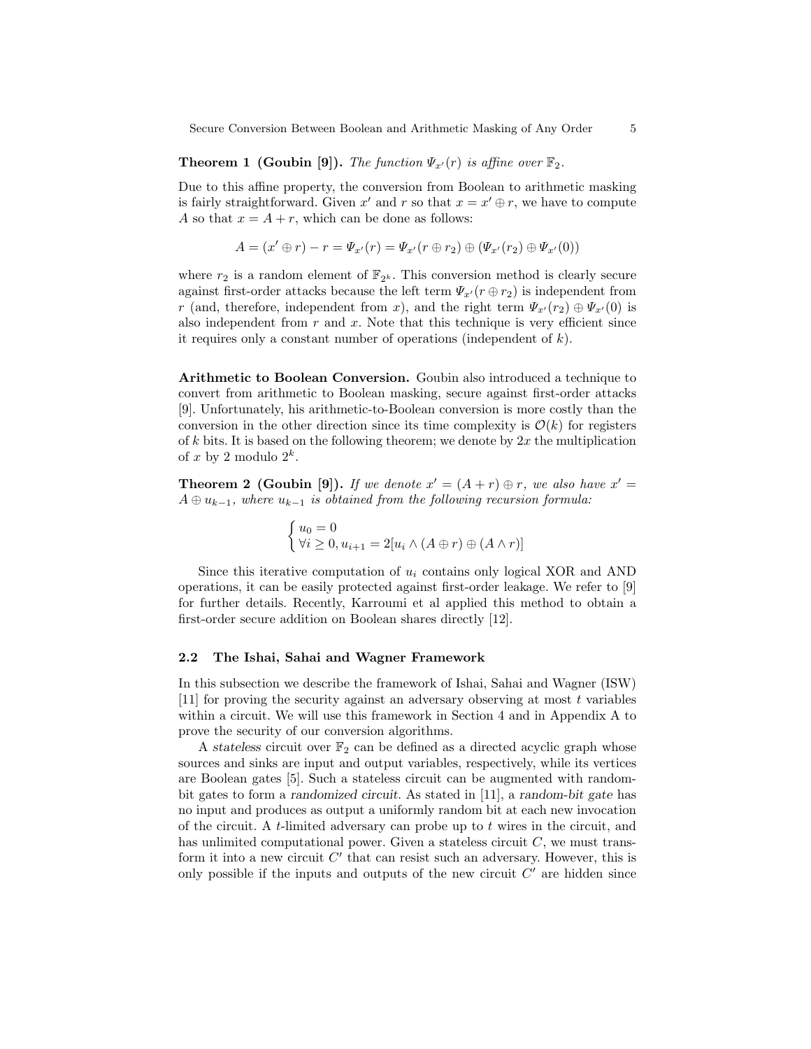**Theorem 1 (Goubin [9]).** *The function $\Psi_{x'}(r)$ is affine over $\mathbb{F}_2$.*

Due to this affine property, the conversion from Boolean to arithmetic masking is fairly straightforward. Given $x'$ and $r$ so that $x = x' \oplus r$, we have to compute $A$ so that $x = A + r$, which can be done as follows:

$$A = (x' \oplus r) - r = \Psi_{x'}(r) = \Psi_{x'}(r \oplus r_2) \oplus (\Psi_{x'}(r_2) \oplus \Psi_{x'}(0))$$

where $r_2$ is a random element of $\mathbb{F}_{2^k}$. This conversion method is clearly secure against first-order attacks because the left term $\Psi_{x'}(r \oplus r_2)$ is independent from $r$ (and, therefore, independent from $x$), and the right term $\Psi_{x'}(r_2) \oplus \Psi_{x'}(0)$ is also independent from $r$ and $x$. Note that this technique is very efficient since it requires only a constant number of operations (independent of $k$).

**Arithmetic to Boolean Conversion.** Goubin also introduced a technique to convert from arithmetic to Boolean masking, secure against first-order attacks [9]. Unfortunately, his arithmetic-to-Boolean conversion is more costly than the conversion in the other direction since its time complexity is $\mathcal{O}(k)$ for registers of $k$ bits. It is based on the following theorem; we denote by $2x$ the multiplication of $x$ by 2 modulo $2^k$.

**Theorem 2 (Goubin [9]).** *If we denote $x' = (A + r) \oplus r$, we also have $x' = A \oplus u_{k-1}$, where $u_{k-1}$ is obtained from the following recursion formula:*

$$\begin{cases} u_0 = 0 \\ \forall i \geq 0, u_{i+1} = 2[u_i \wedge (A \oplus r) \oplus (A \wedge r)] \end{cases}$$

Since this iterative computation of $u_i$ contains only logical XOR and AND operations, it can be easily protected against first-order leakage. We refer to [9] for further details. Recently, Karroumi et al applied this method to obtain a first-order secure addition on Boolean shares directly [12].

### 2.2 The Ishai, Sahai and Wagner Framework

In this subsection we describe the framework of Ishai, Sahai and Wagner (ISW) [11] for proving the security against an adversary observing at most $t$ variables within a circuit. We will use this framework in Section 4 and in Appendix A to prove the security of our conversion algorithms.

A *stateless* circuit over $\mathbb{F}_2$ can be defined as a directed acyclic graph whose sources and sinks are input and output variables, respectively, while its vertices are Boolean gates [5]. Such a stateless circuit can be augmented with random-bit gates to form a *randomized circuit*. As stated in [11], a *random-bit gate* has no input and produces as output a uniformly random bit at each new invocation of the circuit. A $t$-limited adversary can probe up to $t$ wires in the circuit, and has unlimited computational power. Given a stateless circuit $C$, we must transform it into a new circuit $C'$ that can resist such an adversary. However, this is only possible if the inputs and outputs of the new circuit $C'$ are hidden since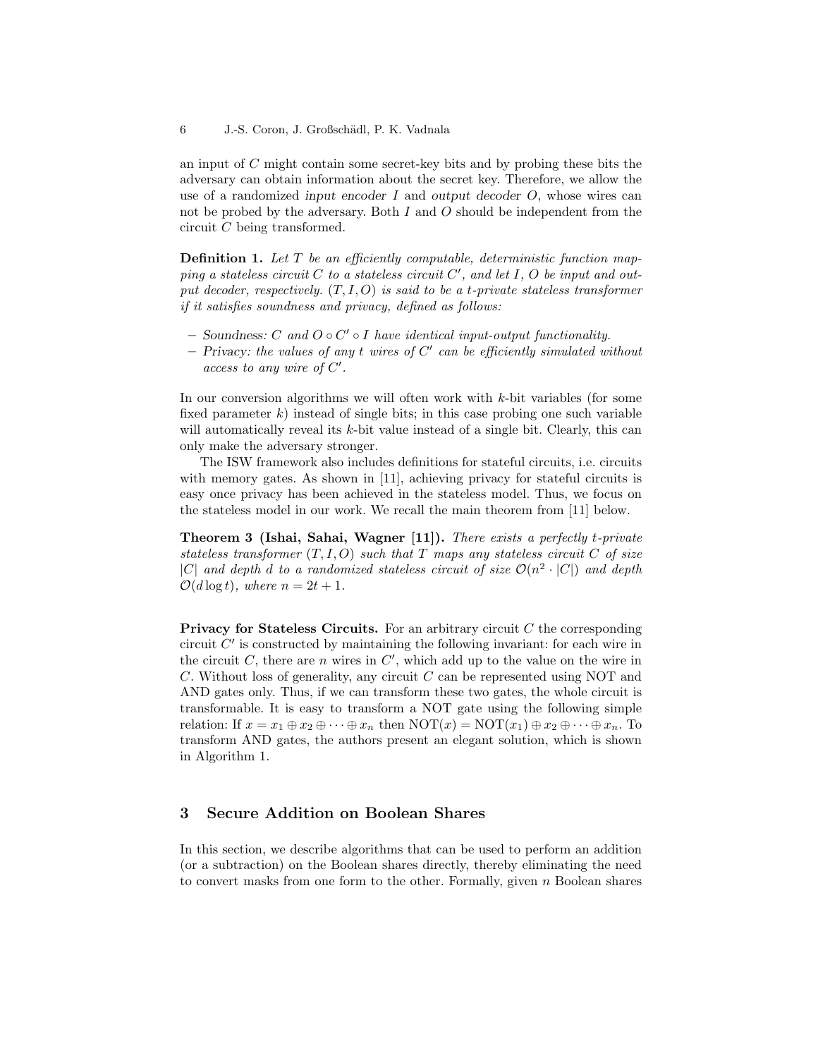an input of $C$ might contain some secret-key bits and by probing these bits the adversary can obtain information about the secret key. Therefore, we allow the use of a randomized *input encoder* $I$ and *output decoder* $O$, whose wires can not be probed by the adversary. Both $I$ and $O$ should be independent from the circuit $C$ being transformed.

**Definition 1.** *Let $T$ be an efficiently computable, deterministic function mapping a stateless circuit $C$ to a stateless circuit $C'$, and let $I$, $O$ be input and output decoder, respectively. $(T, I, O)$ is said to be a $t$-private stateless transformer if it satisfies soundness and privacy, defined as follows:*

- *Soundness: $C$ and $O \circ C' \circ I$ have identical input-output functionality.*
- *Privacy: the values of any $t$ wires of $C'$ can be efficiently simulated without access to any wire of $C'$.*

In our conversion algorithms we will often work with $k$-bit variables (for some fixed parameter $k$) instead of single bits; in this case probing one such variable will automatically reveal its $k$-bit value instead of a single bit. Clearly, this can only make the adversary stronger.

The ISW framework also includes definitions for stateful circuits, i.e. circuits with memory gates. As shown in [11], achieving privacy for stateful circuits is easy once privacy has been achieved in the stateless model. Thus, we focus on the stateless model in our work. We recall the main theorem from [11] below.

**Theorem 3 (Ishai, Sahai, Wagner [11]).** *There exists a perfectly $t$-private stateless transformer $(T, I, O)$ such that $T$ maps any stateless circuit $C$ of size $|C|$ and depth $d$ to a randomized stateless circuit of size $\mathcal{O}(n^2 \cdot |C|)$ and depth $\mathcal{O}(d \log t)$, where $n = 2t + 1$.*

**Privacy for Stateless Circuits.** For an arbitrary circuit $C$ the corresponding circuit $C'$ is constructed by maintaining the following invariant: for each wire in the circuit $C$, there are $n$ wires in $C'$, which add up to the value on the wire in $C$. Without loss of generality, any circuit $C$ can be represented using NOT and AND gates only. Thus, if we can transform these two gates, the whole circuit is transformable. It is easy to transform a NOT gate using the following simple relation: If $x = x_1 \oplus x_2 \oplus \cdots \oplus x_n$ then $\text{NOT}(x) = \text{NOT}(x_1) \oplus x_2 \oplus \cdots \oplus x_n$. To transform AND gates, the authors present an elegant solution, which is shown in Algorithm 1.

## 3 Secure Addition on Boolean Shares

In this section, we describe algorithms that can be used to perform an addition (or a subtraction) on the Boolean shares directly, thereby eliminating the need to convert masks from one form to the other. Formally, given $n$ Boolean shares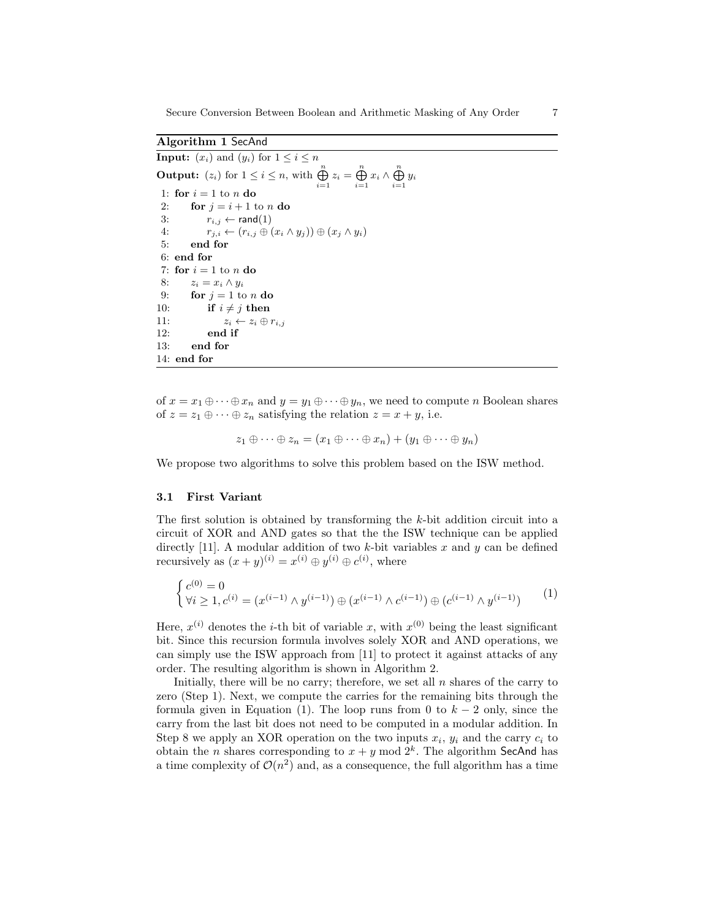**Algorithm 1** SecAnd

**Input:** $(x_i)$ and $(y_i)$ for $1 \leq i \leq n$

**Output:** $(z_i)$ for $1 \leq i \leq n$, with $\bigoplus_{i=1}^{n} z_i = \bigoplus_{i=1}^{n} x_i \wedge \bigoplus_{i=1}^{n} y_i$

```
 1: for i = 1 to n do
 2:     for j = i + 1 to n do
 3:         r_{i,j} ← rand(1)
 4:         r_{j,i} ← (r_{i,j} ⊕ (x_i ∧ y_j)) ⊕ (x_j ∧ y_i)
 5:     end for
 6: end for
 7: for i = 1 to n do
 8:     z_i = x_i ∧ y_i
 9:     for j = 1 to n do
10:         if i ≠ j then
11:             z_i ← z_i ⊕ r_{i,j}
12:         end if
13:     end for
14: end for
```

of $x = x_1 \oplus \cdots \oplus x_n$ and $y = y_1 \oplus \cdots \oplus y_n$, we need to compute $n$ Boolean shares of $z = z_1 \oplus \cdots \oplus z_n$ satisfying the relation $z = x + y$, i.e.

$$z_1 \oplus \cdots \oplus z_n = (x_1 \oplus \cdots \oplus x_n) + (y_1 \oplus \cdots \oplus y_n)$$

We propose two algorithms to solve this problem based on the ISW method.

### 3.1 First Variant

The first solution is obtained by transforming the $k$-bit addition circuit into a circuit of XOR and AND gates so that the the ISW technique can be applied directly [11]. A modular addition of two $k$-bit variables $x$ and $y$ can be defined recursively as $(x+y)^{(i)} = x^{(i)} \oplus y^{(i)} \oplus c^{(i)}$, where

$$\begin{cases} c^{(0)} = 0 \\ \forall i \geq 1, c^{(i)} = (x^{(i-1)} \wedge y^{(i-1)}) \oplus (x^{(i-1)} \wedge c^{(i-1)}) \oplus (c^{(i-1)} \wedge y^{(i-1)}) \end{cases} \tag{1}$$

Here, $x^{(i)}$ denotes the $i$-th bit of variable $x$, with $x^{(0)}$ being the least significant bit. Since this recursion formula involves solely XOR and AND operations, we can simply use the ISW approach from [11] to protect it against attacks of any order. The resulting algorithm is shown in Algorithm 2.

Initially, there will be no carry; therefore, we set all $n$ shares of the carry to zero (Step 1). Next, we compute the carries for the remaining bits through the formula given in Equation (1). The loop runs from 0 to $k-2$ only, since the carry from the last bit does not need to be computed in a modular addition. In Step 8 we apply an XOR operation on the two inputs $x_i$, $y_i$ and the carry $c_i$ to obtain the $n$ shares corresponding to $x + y \bmod 2^k$. The algorithm SecAnd has a time complexity of $\mathcal{O}(n^2)$ and, as a consequence, the full algorithm has a time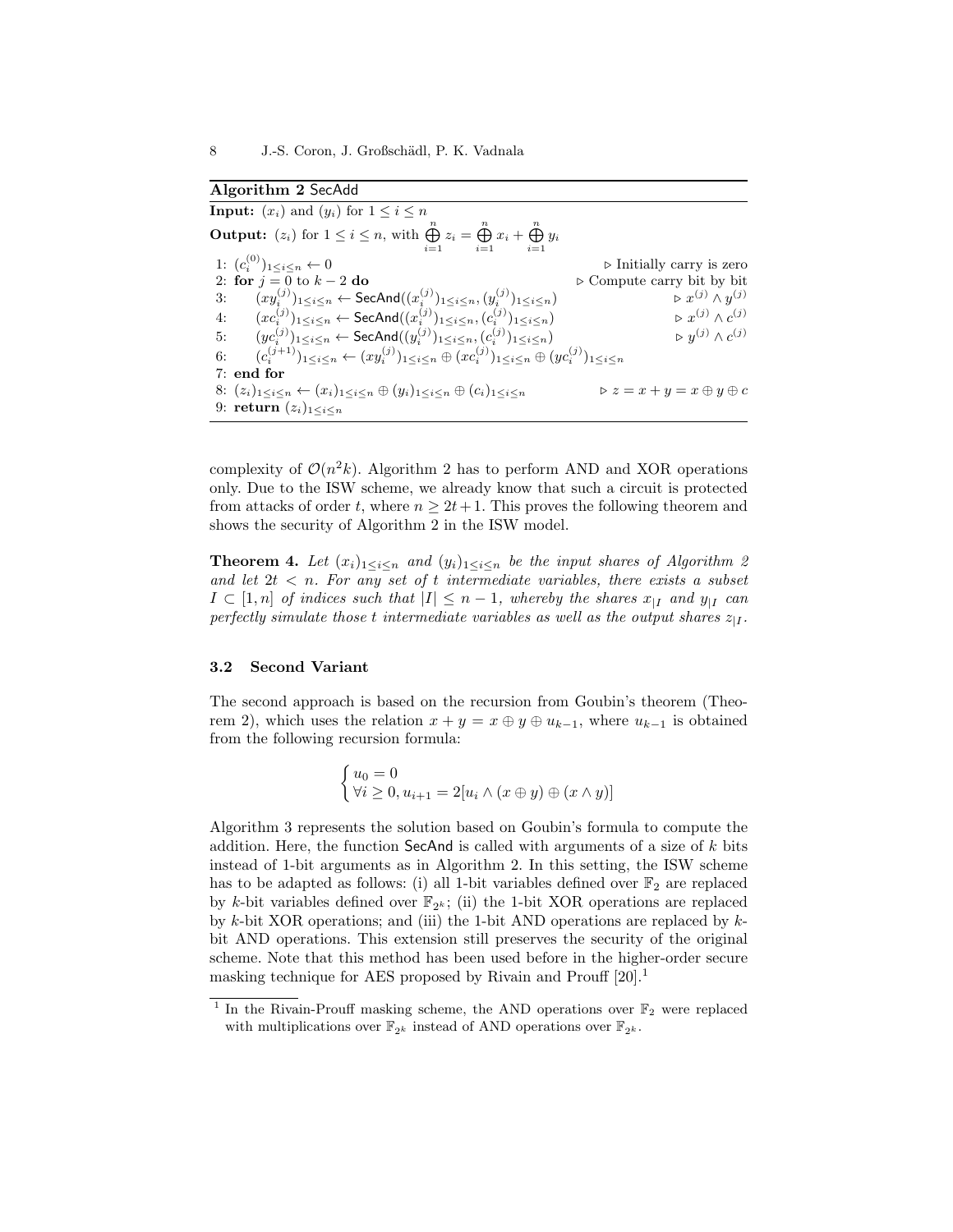**Algorithm 2** SecAdd

**Input:** $(x_i)$ and $(y_i)$ for $1 \leq i \leq n$

**Output:** $(z_i)$ for $1 \leq i \leq n$, with $\bigoplus_{i=1}^{n} z_i = \bigoplus_{i=1}^{n} x_i + \bigoplus_{i=1}^{n} y_i$

1: $(c_i^{(0)})_{1\leq i\leq n} \leftarrow 0$ ▷ Initially carry is zero
2: **for** $j = 0$ to $k-2$ **do** ▷ Compute carry bit by bit
3: $\quad (xy_i^{(j)})_{1\leq i\leq n} \leftarrow \mathsf{SecAnd}((x_i^{(j)})_{1\leq i\leq n}, (y_i^{(j)})_{1\leq i\leq n})$ ▷ $x^{(j)} \wedge y^{(j)}$
4: $\quad (xc_i^{(j)})_{1\leq i\leq n} \leftarrow \mathsf{SecAnd}((x_i^{(j)})_{1\leq i\leq n}, (c_i^{(j)})_{1\leq i\leq n})$ ▷ $x^{(j)} \wedge c^{(j)}$
5: $\quad (yc_i^{(j)})_{1\leq i\leq n} \leftarrow \mathsf{SecAnd}((y_i^{(j)})_{1\leq i\leq n}, (c_i^{(j)})_{1\leq i\leq n})$ ▷ $y^{(j)} \wedge c^{(j)}$
6: $\quad (c_i^{(j+1)})_{1\leq i\leq n} \leftarrow (xy_i^{(j)})_{1\leq i\leq n} \oplus (xc_i^{(j)})_{1\leq i\leq n} \oplus (yc_i^{(j)})_{1\leq i\leq n}$
7: **end for**
8: $(z_i)_{1\leq i\leq n} \leftarrow (x_i)_{1\leq i\leq n} \oplus (y_i)_{1\leq i\leq n} \oplus (c_i)_{1\leq i\leq n}$ ▷ $z = x + y = x \oplus y \oplus c$
9: **return** $(z_i)_{1\leq i\leq n}$

complexity of $\mathcal{O}(n^2k)$. Algorithm 2 has to perform AND and XOR operations only. Due to the ISW scheme, we already know that such a circuit is protected from attacks of order $t$, where $n \geq 2t+1$. This proves the following theorem and shows the security of Algorithm 2 in the ISW model.

**Theorem 4.** *Let $(x_i)_{1\leq i\leq n}$ and $(y_i)_{1\leq i\leq n}$ be the input shares of Algorithm 2 and let $2t < n$. For any set of $t$ intermediate variables, there exists a subset $I \subset [1, n]$ of indices such that $|I| \leq n-1$, whereby the shares $x_{|I}$ and $y_{|I}$ can perfectly simulate those $t$ intermediate variables as well as the output shares $z_{|I}$.*

### 3.2 Second Variant

The second approach is based on the recursion from Goubin's theorem (Theorem 2), which uses the relation $x + y = x \oplus y \oplus u_{k-1}$, where $u_{k-1}$ is obtained from the following recursion formula:

$$\begin{cases} u_0 = 0 \\ \forall i \geq 0, u_{i+1} = 2[u_i \wedge (x \oplus y) \oplus (x \wedge y)] \end{cases}$$

Algorithm 3 represents the solution based on Goubin's formula to compute the addition. Here, the function SecAnd is called with arguments of a size of $k$ bits instead of 1-bit arguments as in Algorithm 2. In this setting, the ISW scheme has to be adapted as follows: (i) all 1-bit variables defined over $\mathbb{F}_2$ are replaced by $k$-bit variables defined over $\mathbb{F}_{2^k}$; (ii) the 1-bit XOR operations are replaced by $k$-bit XOR operations; and (iii) the 1-bit AND operations are replaced by $k$-bit AND operations. This extension still preserves the security of the original scheme. Note that this method has been used before in the higher-order secure masking technique for AES proposed by Rivain and Prouff [20].[1]

[1] In the Rivain-Prouff masking scheme, the AND operations over $\mathbb{F}_2$ were replaced with multiplications over $\mathbb{F}_{2^k}$ instead of AND operations over $\mathbb{F}_{2^k}$.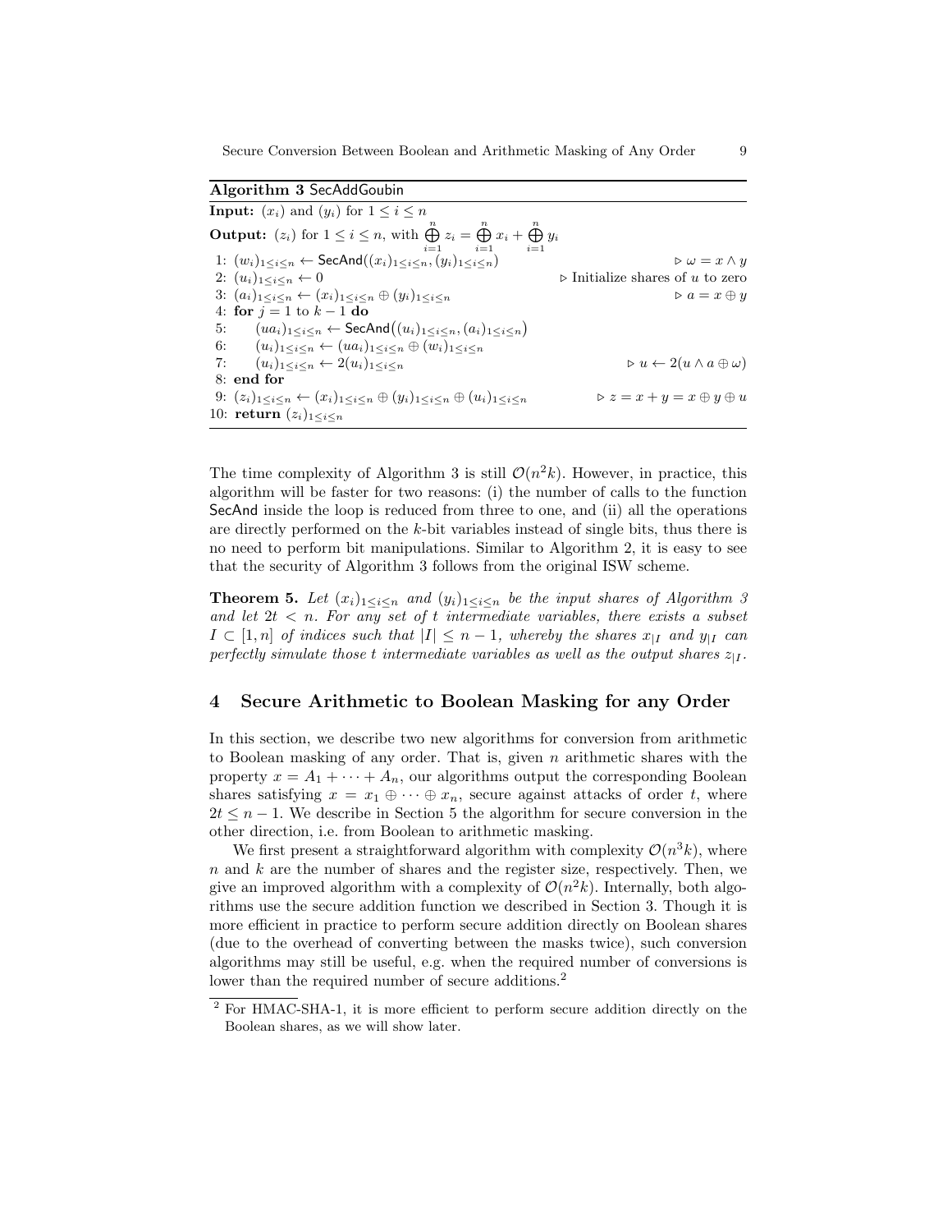**Algorithm 3** SecAddGoubin

**Input:** $(x_i)$ and $(y_i)$ for $1 \le i \le n$

**Output:** $(z_i)$ for $1 \le i \le n$, with $\bigoplus_{i=1}^{n} z_i = \bigoplus_{i=1}^{n} x_i + \bigoplus_{i=1}^{n} y_i$

1: $(w_i)_{1\le i\le n} \leftarrow \mathsf{SecAnd}((x_i)_{1\le i\le n}, (y_i)_{1\le i\le n})$ $\quad \triangleright\ \omega = x \wedge y$
2: $(u_i)_{1\le i\le n} \leftarrow 0$ $\quad \triangleright$ Initialize shares of $u$ to zero
3: $(a_i)_{1\le i\le n} \leftarrow (x_i)_{1\le i\le n} \oplus (y_i)_{1\le i\le n}$ $\quad \triangleright\ a = x \oplus y$
4: **for** $j = 1$ to $k-1$ **do**
5: $\quad (ua_i)_{1\le i\le n} \leftarrow \mathsf{SecAnd}\big((u_i)_{1\le i\le n}, (a_i)_{1\le i\le n}\big)$
6: $\quad (u_i)_{1\le i\le n} \leftarrow (ua_i)_{1\le i\le n} \oplus (w_i)_{1\le i\le n}$
7: $\quad (u_i)_{1\le i\le n} \leftarrow 2(u_i)_{1\le i\le n}$ $\quad \triangleright\ u \leftarrow 2(u \wedge a \oplus \omega)$
8: **end for**
9: $(z_i)_{1\le i\le n} \leftarrow (x_i)_{1\le i\le n} \oplus (y_i)_{1\le i\le n} \oplus (u_i)_{1\le i\le n}$ $\quad \triangleright\ z = x + y = x \oplus y \oplus u$
10: **return** $(z_i)_{1\le i\le n}$

The time complexity of Algorithm 3 is still $\mathcal{O}(n^2k)$. However, in practice, this algorithm will be faster for two reasons: (i) the number of calls to the function SecAnd inside the loop is reduced from three to one, and (ii) all the operations are directly performed on the $k$-bit variables instead of single bits, thus there is no need to perform bit manipulations. Similar to Algorithm 2, it is easy to see that the security of Algorithm 3 follows from the original ISW scheme.

**Theorem 5.** *Let $(x_i)_{1\le i\le n}$ and $(y_i)_{1\le i\le n}$ be the input shares of Algorithm 3 and let $2t < n$. For any set of $t$ intermediate variables, there exists a subset $I \subset [1, n]$ of indices such that $|I| \le n-1$, whereby the shares $x_{|I}$ and $y_{|I}$ can perfectly simulate those $t$ intermediate variables as well as the output shares $z_{|I}$.*

## 4 Secure Arithmetic to Boolean Masking for any Order

In this section, we describe two new algorithms for conversion from arithmetic to Boolean masking of any order. That is, given $n$ arithmetic shares with the property $x = A_1 + \cdots + A_n$, our algorithms output the corresponding Boolean shares satisfying $x = x_1 \oplus \cdots \oplus x_n$, secure against attacks of order $t$, where $2t \le n-1$. We describe in Section 5 the algorithm for secure conversion in the other direction, i.e. from Boolean to arithmetic masking.

We first present a straightforward algorithm with complexity $\mathcal{O}(n^3k)$, where $n$ and $k$ are the number of shares and the register size, respectively. Then, we give an improved algorithm with a complexity of $\mathcal{O}(n^2k)$. Internally, both algorithms use the secure addition function we described in Section 3. Though it is more efficient in practice to perform secure addition directly on Boolean shares (due to the overhead of converting between the masks twice), such conversion algorithms may still be useful, e.g. when the required number of conversions is lower than the required number of secure additions.[2]

[2] For HMAC-SHA-1, it is more efficient to perform secure addition directly on the Boolean shares, as we will show later.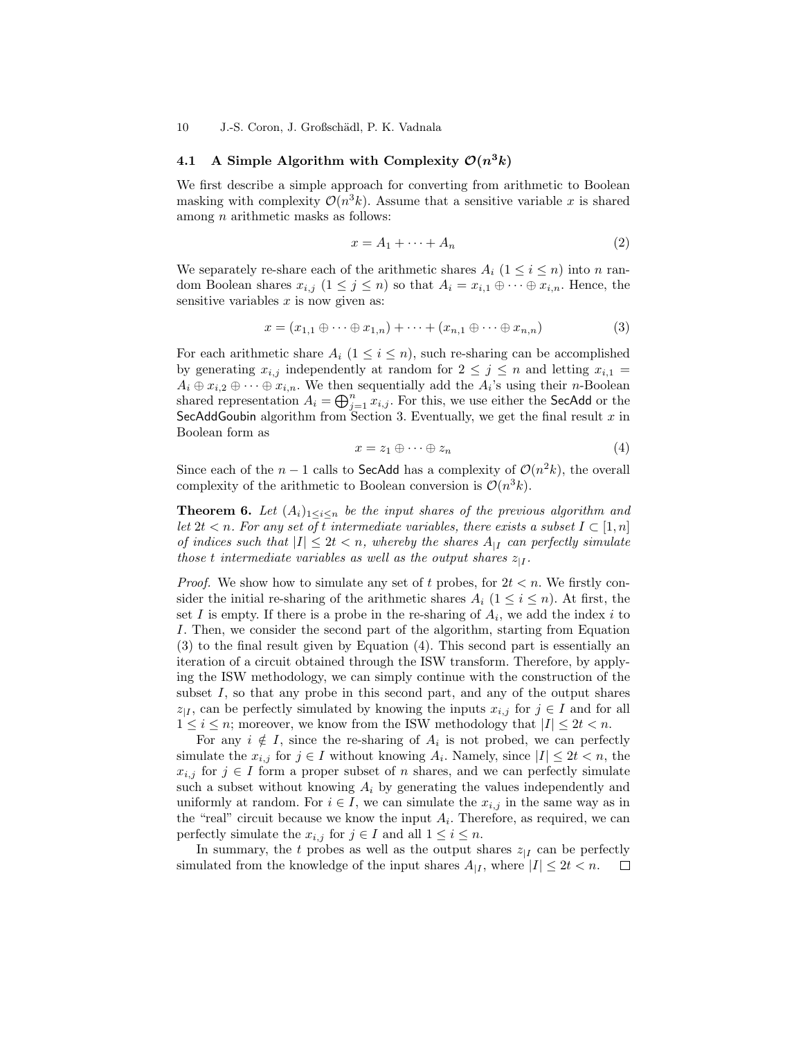### 4.1 A Simple Algorithm with Complexity $\mathcal{O}(n^3k)$

We first describe a simple approach for converting from arithmetic to Boolean masking with complexity $\mathcal{O}(n^3k)$. Assume that a sensitive variable $x$ is shared among $n$ arithmetic masks as follows:

$$x = A_1 + \cdots + A_n \tag{2}$$

We separately re-share each of the arithmetic shares $A_i$ ($1 \leq i \leq n$) into $n$ random Boolean shares $x_{i,j}$ ($1 \leq j \leq n$) so that $A_i = x_{i,1} \oplus \cdots \oplus x_{i,n}$. Hence, the sensitive variables $x$ is now given as:

$$x = (x_{1,1} \oplus \cdots \oplus x_{1,n}) + \cdots + (x_{n,1} \oplus \cdots \oplus x_{n,n}) \tag{3}$$

For each arithmetic share $A_i$ ($1 \leq i \leq n$), such re-sharing can be accomplished by generating $x_{i,j}$ independently at random for $2 \leq j \leq n$ and letting $x_{i,1} = A_i \oplus x_{i,2} \oplus \cdots \oplus x_{i,n}$. We then sequentially add the $A_i$'s using their $n$-Boolean shared representation $A_i = \bigoplus_{j=1}^{n} x_{i,j}$. For this, we use either the SecAdd or the SecAddGoubin algorithm from Section 3. Eventually, we get the final result $x$ in Boolean form as

$$x = z_1 \oplus \cdots \oplus z_n \tag{4}$$

Since each of the $n-1$ calls to SecAdd has a complexity of $\mathcal{O}(n^2k)$, the overall complexity of the arithmetic to Boolean conversion is $\mathcal{O}(n^3k)$.

**Theorem 6.** *Let $(A_i)_{1 \leq i \leq n}$ be the input shares of the previous algorithm and let $2t < n$. For any set of $t$ intermediate variables, there exists a subset $I \subset [1, n]$ of indices such that $|I| \leq 2t < n$, whereby the shares $A_{|I}$ can perfectly simulate those $t$ intermediate variables as well as the output shares $z_{|I}$.*

*Proof.* We show how to simulate any set of $t$ probes, for $2t < n$. We firstly consider the initial re-sharing of the arithmetic shares $A_i$ ($1 \leq i \leq n$). At first, the set $I$ is empty. If there is a probe in the re-sharing of $A_i$, we add the index $i$ to $I$. Then, we consider the second part of the algorithm, starting from Equation (3) to the final result given by Equation (4). This second part is essentially an iteration of a circuit obtained through the ISW transform. Therefore, by applying the ISW methodology, we can simply continue with the construction of the subset $I$, so that any probe in this second part, and any of the output shares $z_{|I}$, can be perfectly simulated by knowing the inputs $x_{i,j}$ for $j \in I$ and for all $1 \leq i \leq n$; moreover, we know from the ISW methodology that $|I| \leq 2t < n$.

For any $i \notin I$, since the re-sharing of $A_i$ is not probed, we can perfectly simulate the $x_{i,j}$ for $j \in I$ without knowing $A_i$. Namely, since $|I| \leq 2t < n$, the $x_{i,j}$ for $j \in I$ form a proper subset of $n$ shares, and we can perfectly simulate such a subset without knowing $A_i$ by generating the values independently and uniformly at random. For $i \in I$, we can simulate the $x_{i,j}$ in the same way as in the "real" circuit because we know the input $A_i$. Therefore, as required, we can perfectly simulate the $x_{i,j}$ for $j \in I$ and all $1 \leq i \leq n$.

In summary, the $t$ probes as well as the output shares $z_{|I}$ can be perfectly simulated from the knowledge of the input shares $A_{|I}$, where $|I| \leq 2t < n$. $\square$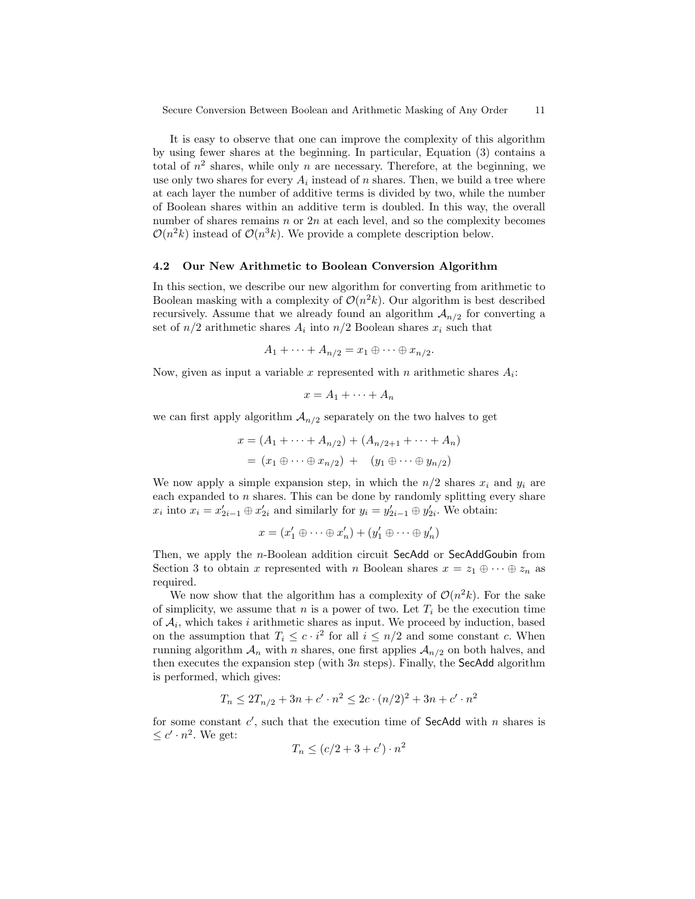It is easy to observe that one can improve the complexity of this algorithm by using fewer shares at the beginning. In particular, Equation (3) contains a total of $n^2$ shares, while only $n$ are necessary. Therefore, at the beginning, we use only two shares for every $A_i$ instead of $n$ shares. Then, we build a tree where at each layer the number of additive terms is divided by two, while the number of Boolean shares within an additive term is doubled. In this way, the overall number of shares remains $n$ or $2n$ at each level, and so the complexity becomes $\mathcal{O}(n^2 k)$ instead of $\mathcal{O}(n^3 k)$. We provide a complete description below.

### 4.2 Our New Arithmetic to Boolean Conversion Algorithm

In this section, we describe our new algorithm for converting from arithmetic to Boolean masking with a complexity of $\mathcal{O}(n^2 k)$. Our algorithm is best described recursively. Assume that we already found an algorithm $\mathcal{A}_{n/2}$ for converting a set of $n/2$ arithmetic shares $A_i$ into $n/2$ Boolean shares $x_i$ such that

$$A_1 + \cdots + A_{n/2} = x_1 \oplus \cdots \oplus x_{n/2}.$$

Now, given as input a variable $x$ represented with $n$ arithmetic shares $A_i$:

$$x = A_1 + \cdots + A_n$$

we can first apply algorithm $\mathcal{A}_{n/2}$ separately on the two halves to get

$$\begin{aligned} x &= (A_1 + \cdots + A_{n/2}) + (A_{n/2+1} + \cdots + A_n) \\ &= (x_1 \oplus \cdots \oplus x_{n/2}) + \quad (y_1 \oplus \cdots \oplus y_{n/2}) \end{aligned}$$

We now apply a simple expansion step, in which the $n/2$ shares $x_i$ and $y_i$ are each expanded to $n$ shares. This can be done by randomly splitting every share $x_i$ into $x_i = x'_{2i-1} \oplus x'_{2i}$ and similarly for $y_i = y'_{2i-1} \oplus y'_{2i}$. We obtain:

$$x = (x'_1 \oplus \cdots \oplus x'_n) + (y'_1 \oplus \cdots \oplus y'_n)$$

Then, we apply the $n$-Boolean addition circuit SecAdd or SecAddGoubin from Section 3 to obtain $x$ represented with $n$ Boolean shares $x = z_1 \oplus \cdots \oplus z_n$ as required.

We now show that the algorithm has a complexity of $\mathcal{O}(n^2 k)$. For the sake of simplicity, we assume that $n$ is a power of two. Let $T_i$ be the execution time of $\mathcal{A}_i$, which takes $i$ arithmetic shares as input. We proceed by induction, based on the assumption that $T_i \leq c \cdot i^2$ for all $i \leq n/2$ and some constant $c$. When running algorithm $\mathcal{A}_n$ with $n$ shares, one first applies $\mathcal{A}_{n/2}$ on both halves, and then executes the expansion step (with $3n$ steps). Finally, the SecAdd algorithm is performed, which gives:

$$T_n \leq 2T_{n/2} + 3n + c' \cdot n^2 \leq 2c \cdot (n/2)^2 + 3n + c' \cdot n^2$$

for some constant $c'$, such that the execution time of SecAdd with $n$ shares is $\leq c' \cdot n^2$. We get:

$$T_n \leq (c/2 + 3 + c') \cdot n^2$$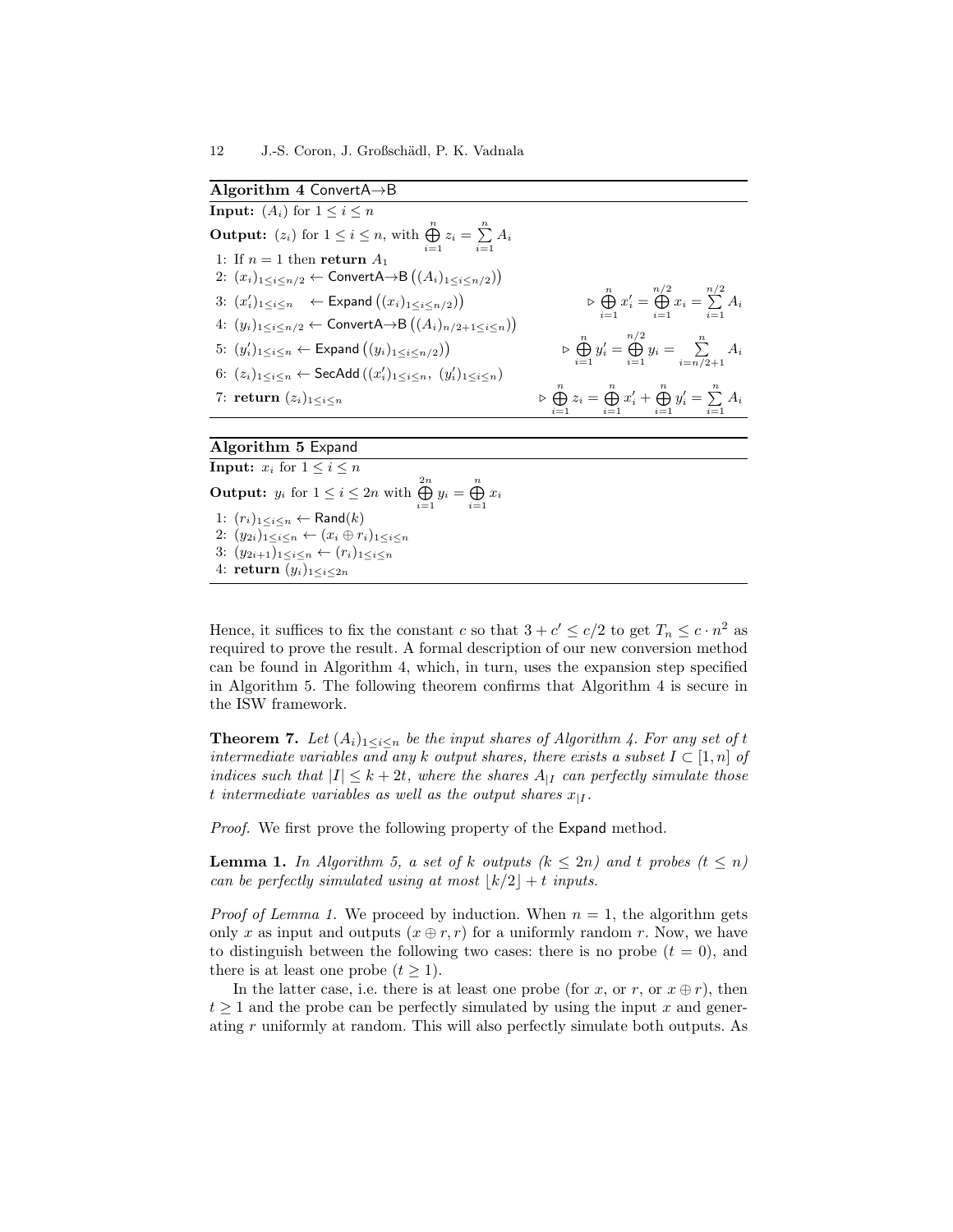**Algorithm 4** ConvertA→B

**Input:** $(A_i)$ for $1 \le i \le n$

**Output:** $(z_i)$ for $1 \le i \le n$, with $\bigoplus_{i=1}^{n} z_i = \sum_{i=1}^{n} A_i$

1: If $n = 1$ then **return** $A_1$

2: $(x_i)_{1 \le i \le n/2} \leftarrow \mathsf{ConvertA{\to}B}\left((A_i)_{1 \le i \le n/2}\right)$

3: $(x'_i)_{1 \le i \le n} \quad \leftarrow \mathsf{Expand}\left((x_i)_{1 \le i \le n/2}\right)$ $\qquad \triangleright \bigoplus_{i=1}^{n} x'_i = \bigoplus_{i=1}^{n/2} x_i = \sum_{i=1}^{n/2} A_i$

4: $(y_i)_{1 \le i \le n/2} \leftarrow \mathsf{ConvertA{\to}B}\left((A_i)_{n/2+1 \le i \le n}\right)$

5: $(y'_i)_{1 \le i \le n} \leftarrow \mathsf{Expand}\left((y_i)_{1 \le i \le n/2}\right)$ $\qquad \triangleright \bigoplus_{i=1}^{n} y'_i = \bigoplus_{i=1}^{n/2} y_i = \sum_{i=n/2+1}^{n} A_i$

6: $(z_i)_{1 \le i \le n} \leftarrow \mathsf{SecAdd}\left((x'_i)_{1 \le i \le n},\ (y'_i)_{1 \le i \le n}\right)$

7: **return** $(z_i)_{1 \le i \le n}$ $\qquad \triangleright \bigoplus_{i=1}^{n} z_i = \bigoplus_{i=1}^{n} x'_i + \bigoplus_{i=1}^{n} y'_i = \sum_{i=1}^{n} A_i$

**Algorithm 5** Expand

**Input:** $x_i$ for $1 \le i \le n$

**Output:** $y_i$ for $1 \le i \le 2n$ with $\bigoplus_{i=1}^{2n} y_i = \bigoplus_{i=1}^{n} x_i$

1: $(r_i)_{1 \le i \le n} \leftarrow \mathsf{Rand}(k)$

2: $(y_{2i})_{1 \le i \le n} \leftarrow (x_i \oplus r_i)_{1 \le i \le n}$

3: $(y_{2i+1})_{1 \le i \le n} \leftarrow (r_i)_{1 \le i \le n}$

4: **return** $(y_i)_{1 \le i \le 2n}$

Hence, it suffices to fix the constant $c$ so that $3 + c' \le c/2$ to get $T_n \le c \cdot n^2$ as required to prove the result. A formal description of our new conversion method can be found in Algorithm 4, which, in turn, uses the expansion step specified in Algorithm 5. The following theorem confirms that Algorithm 4 is secure in the ISW framework.

**Theorem 7.** *Let $(A_i)_{1 \le i \le n}$ be the input shares of Algorithm 4. For any set of $t$ intermediate variables and any $k$ output shares, there exists a subset $I \subset [1, n]$ of indices such that $|I| \le k + 2t$, where the shares $A_{|I}$ can perfectly simulate those $t$ intermediate variables as well as the output shares $x_{|I}$.*

*Proof.* We first prove the following property of the Expand method.

**Lemma 1.** *In Algorithm 5, a set of $k$ outputs ($k \le 2n$) and $t$ probes ($t \le n$) can be perfectly simulated using at most $\lfloor k/2 \rfloor + t$ inputs.*

*Proof of Lemma 1.* We proceed by induction. When $n = 1$, the algorithm gets only $x$ as input and outputs $(x \oplus r, r)$ for a uniformly random $r$. Now, we have to distinguish between the following two cases: there is no probe ($t = 0$), and there is at least one probe ($t \ge 1$).

In the latter case, i.e. there is at least one probe (for $x$, or $r$, or $x \oplus r$), then $t \ge 1$ and the probe can be perfectly simulated by using the input $x$ and generating $r$ uniformly at random. This will also perfectly simulate both outputs. As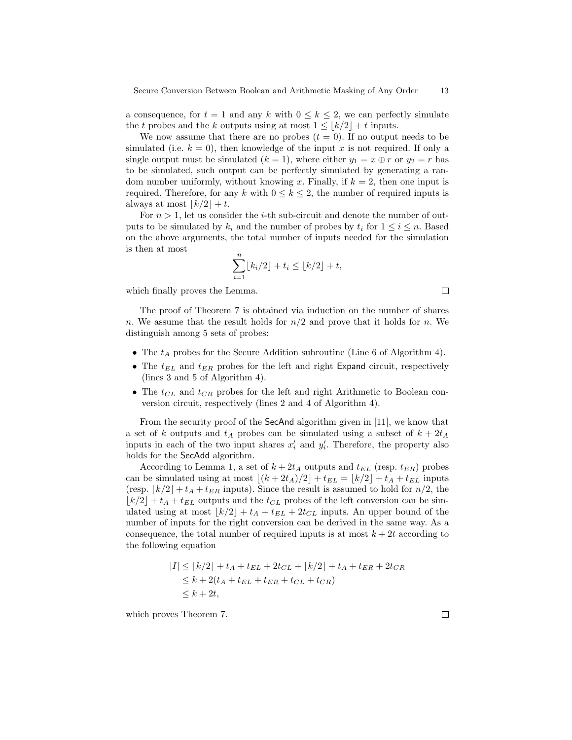a consequence, for $t = 1$ and any $k$ with $0 \leq k \leq 2$, we can perfectly simulate the $t$ probes and the $k$ outputs using at most $1 \leq \lfloor k/2 \rfloor + t$ inputs.

We now assume that there are no probes ($t = 0$). If no output needs to be simulated (i.e. $k = 0$), then knowledge of the input $x$ is not required. If only a single output must be simulated ($k = 1$), where either $y_1 = x \oplus r$ or $y_2 = r$ has to be simulated, such output can be perfectly simulated by generating a random number uniformly, without knowing $x$. Finally, if $k = 2$, then one input is required. Therefore, for any $k$ with $0 \leq k \leq 2$, the number of required inputs is always at most $\lfloor k/2 \rfloor + t$.

For $n > 1$, let us consider the $i$-th sub-circuit and denote the number of outputs to be simulated by $k_i$ and the number of probes by $t_i$ for $1 \leq i \leq n$. Based on the above arguments, the total number of inputs needed for the simulation is then at most

$$\sum_{i=1}^{n} \lfloor k_i/2 \rfloor + t_i \leq \lfloor k/2 \rfloor + t,$$

which finally proves the Lemma. □

The proof of Theorem 7 is obtained via induction on the number of shares $n$. We assume that the result holds for $n/2$ and prove that it holds for $n$. We distinguish among 5 sets of probes:

- The $t_A$ probes for the Secure Addition subroutine (Line 6 of Algorithm 4).
- The $t_{EL}$ and $t_{ER}$ probes for the left and right Expand circuit, respectively (lines 3 and 5 of Algorithm 4).
- The $t_{CL}$ and $t_{CR}$ probes for the left and right Arithmetic to Boolean conversion circuit, respectively (lines 2 and 4 of Algorithm 4).

From the security proof of the SecAnd algorithm given in [11], we know that a set of $k$ outputs and $t_A$ probes can be simulated using a subset of $k + 2t_A$ inputs in each of the two input shares $x'_i$ and $y'_i$. Therefore, the property also holds for the SecAdd algorithm.

According to Lemma 1, a set of $k + 2t_A$ outputs and $t_{EL}$ (resp. $t_{ER}$) probes can be simulated using at most $\lfloor (k + 2t_A)/2 \rfloor + t_{EL} = \lfloor k/2 \rfloor + t_A + t_{EL}$ inputs (resp. $\lfloor k/2 \rfloor + t_A + t_{ER}$ inputs). Since the result is assumed to hold for $n/2$, the $\lfloor k/2 \rfloor + t_A + t_{EL}$ outputs and the $t_{CL}$ probes of the left conversion can be simulated using at most $\lfloor k/2 \rfloor + t_A + t_{EL} + 2t_{CL}$ inputs. An upper bound of the number of inputs for the right conversion can be derived in the same way. As a consequence, the total number of required inputs is at most $k + 2t$ according to the following equation

$$\begin{aligned}
|I| &\leq \lfloor k/2 \rfloor + t_A + t_{EL} + 2t_{CL} + \lfloor k/2 \rfloor + t_A + t_{ER} + 2t_{CR} \\
&\leq k + 2(t_A + t_{EL} + t_{ER} + t_{CL} + t_{CR}) \\
&\leq k + 2t,
\end{aligned}$$

which proves Theorem 7. □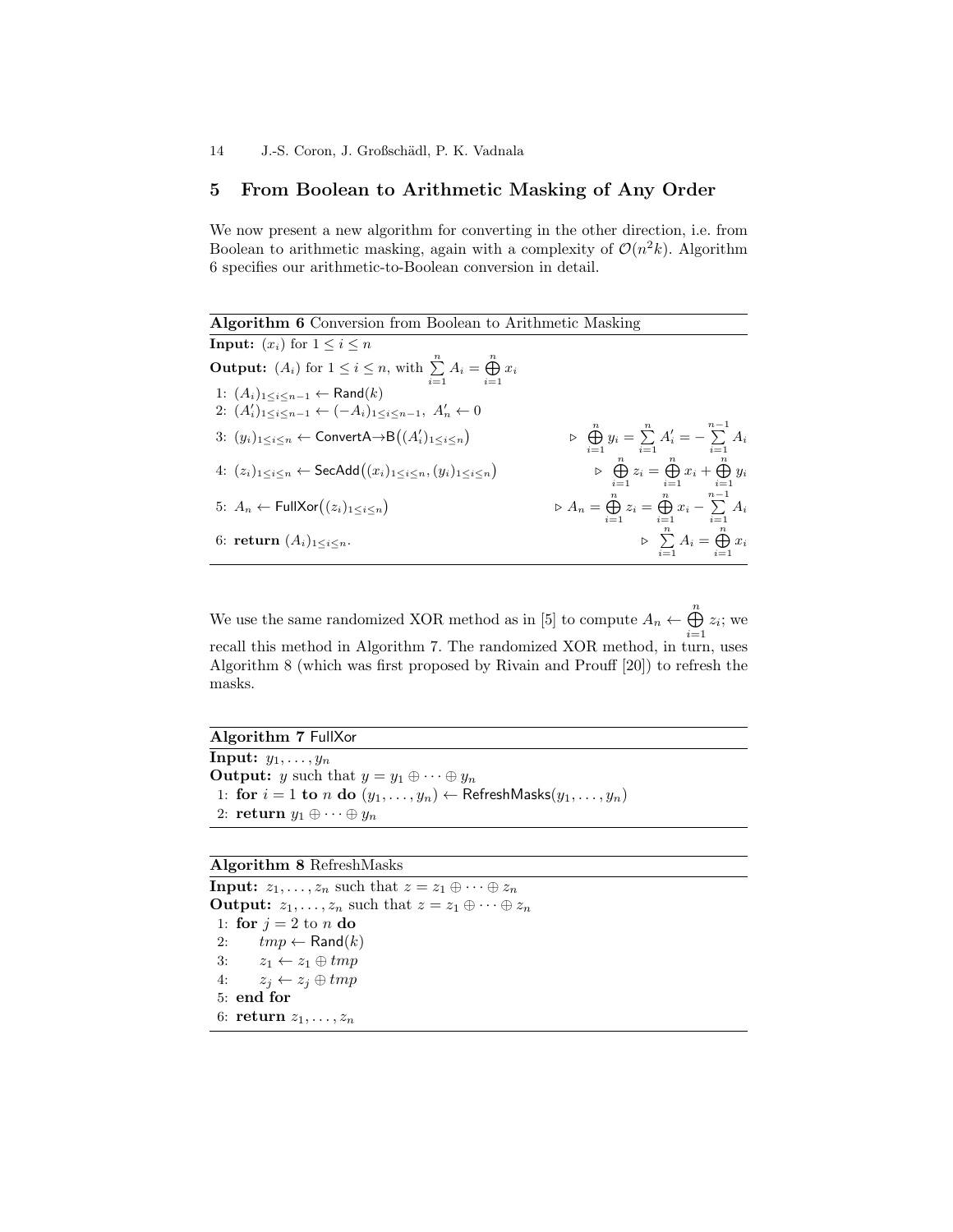## 5 From Boolean to Arithmetic Masking of Any Order

We now present a new algorithm for converting in the other direction, i.e. from Boolean to arithmetic masking, again with a complexity of $\mathcal{O}(n^2 k)$. Algorithm 6 specifies our arithmetic-to-Boolean conversion in detail.

**Algorithm 6** Conversion from Boolean to Arithmetic Masking

**Input:** $(x_i)$ for $1 \leq i \leq n$

**Output:** $(A_i)$ for $1 \leq i \leq n$, with $\sum_{i=1}^{n} A_i = \bigoplus_{i=1}^{n} x_i$

1: $(A_i)_{1 \leq i \leq n-1} \leftarrow \mathsf{Rand}(k)$

2: $(A'_i)_{1 \leq i \leq n-1} \leftarrow (-A_i)_{1 \leq i \leq n-1},\ A'_n \leftarrow 0$

3: $(y_i)_{1 \leq i \leq n} \leftarrow \mathsf{ConvertA{\rightarrow}B}\big((A'_i)_{1 \leq i \leq n}\big)$ $\quad \triangleright \bigoplus_{i=1}^{n} y_i = \sum_{i=1}^{n} A'_i = -\sum_{i=1}^{n-1} A_i$

4: $(z_i)_{1 \leq i \leq n} \leftarrow \mathsf{SecAdd}\big((x_i)_{1 \leq i \leq n}, (y_i)_{1 \leq i \leq n}\big)$ $\quad \triangleright \bigoplus_{i=1}^{n} z_i = \bigoplus_{i=1}^{n} x_i + \bigoplus_{i=1}^{n} y_i$

5: $A_n \leftarrow \mathsf{FullXor}\big((z_i)_{1 \leq i \leq n}\big)$ $\quad \triangleright A_n = \bigoplus_{i=1}^{n} z_i = \bigoplus_{i=1}^{n} x_i - \sum_{i=1}^{n-1} A_i$

6: **return** $(A_i)_{1 \leq i \leq n}$. $\quad \triangleright \sum_{i=1}^{n} A_i = \bigoplus_{i=1}^{n} x_i$

We use the same randomized XOR method as in [5] to compute $A_n \leftarrow \bigoplus_{i=1}^{n} z_i$; we recall this method in Algorithm 7. The randomized XOR method, in turn, uses Algorithm 8 (which was first proposed by Rivain and Prouff [20]) to refresh the masks.

**Algorithm 7** FullXor

**Input:** $y_1, \ldots, y_n$

**Output:** $y$ such that $y = y_1 \oplus \cdots \oplus y_n$

1: **for** $i = 1$ **to** $n$ **do** $(y_1, \ldots, y_n) \leftarrow \mathsf{RefreshMasks}(y_1, \ldots, y_n)$

2: **return** $y_1 \oplus \cdots \oplus y_n$

**Algorithm 8** RefreshMasks

**Input:** $z_1, \ldots, z_n$ such that $z = z_1 \oplus \cdots \oplus z_n$

**Output:** $z_1, \ldots, z_n$ such that $z = z_1 \oplus \cdots \oplus z_n$

1: **for** $j = 2$ to $n$ **do**

2: $\quad tmp \leftarrow \mathsf{Rand}(k)$

3: $\quad z_1 \leftarrow z_1 \oplus tmp$

4: $\quad z_j \leftarrow z_j \oplus tmp$

5: **end for**

6: **return** $z_1, \ldots, z_n$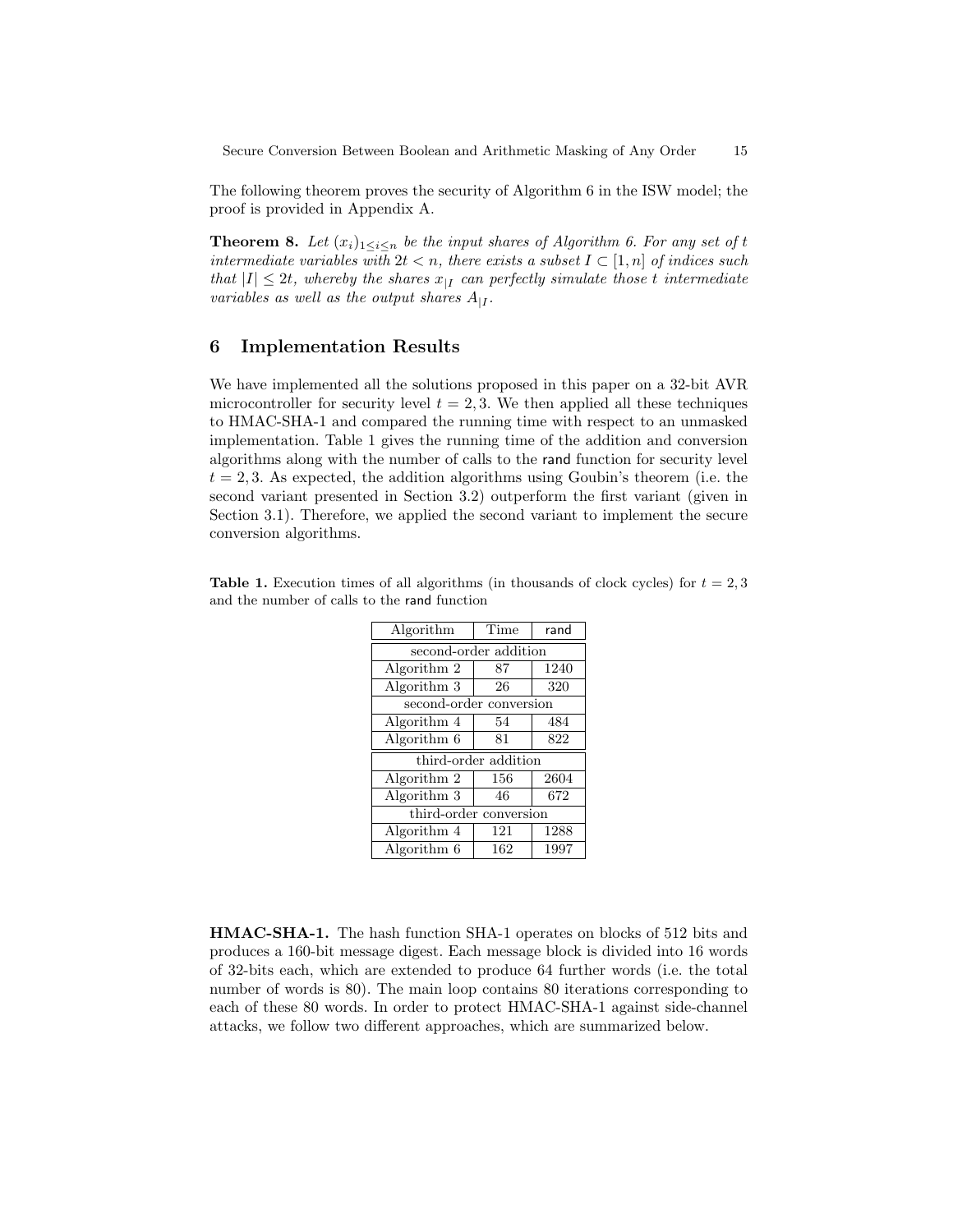The following theorem proves the security of Algorithm 6 in the ISW model; the proof is provided in Appendix A.

**Theorem 8.** *Let $(x_i)_{1 \le i \le n}$ be the input shares of Algorithm 6. For any set of $t$ intermediate variables with $2t < n$, there exists a subset $I \subset [1, n]$ of indices such that $|I| \le 2t$, whereby the shares $x_{|I}$ can perfectly simulate those $t$ intermediate variables as well as the output shares $A_{|I}$.*

## 6 Implementation Results

We have implemented all the solutions proposed in this paper on a 32-bit AVR microcontroller for security level $t = 2, 3$. We then applied all these techniques to HMAC-SHA-1 and compared the running time with respect to an unmasked implementation. Table 1 gives the running time of the addition and conversion algorithms along with the number of calls to the rand function for security level $t = 2, 3$. As expected, the addition algorithms using Goubin's theorem (i.e. the second variant presented in Section 3.2) outperform the first variant (given in Section 3.1). Therefore, we applied the second variant to implement the secure conversion algorithms.

**Table 1.** Execution times of all algorithms (in thousands of clock cycles) for $t = 2, 3$ and the number of calls to the rand function

| Algorithm | Time | rand |
|---|---|---|
| second-order addition | | |
| Algorithm 2 | 87 | 1240 |
| Algorithm 3 | 26 | 320 |
| second-order conversion | | |
| Algorithm 4 | 54 | 484 |
| Algorithm 6 | 81 | 822 |
| third-order addition | | |
| Algorithm 2 | 156 | 2604 |
| Algorithm 3 | 46 | 672 |
| third-order conversion | | |
| Algorithm 4 | 121 | 1288 |
| Algorithm 6 | 162 | 1997 |

**HMAC-SHA-1.** The hash function SHA-1 operates on blocks of 512 bits and produces a 160-bit message digest. Each message block is divided into 16 words of 32-bits each, which are extended to produce 64 further words (i.e. the total number of words is 80). The main loop contains 80 iterations corresponding to each of these 80 words. In order to protect HMAC-SHA-1 against side-channel attacks, we follow two different approaches, which are summarized below.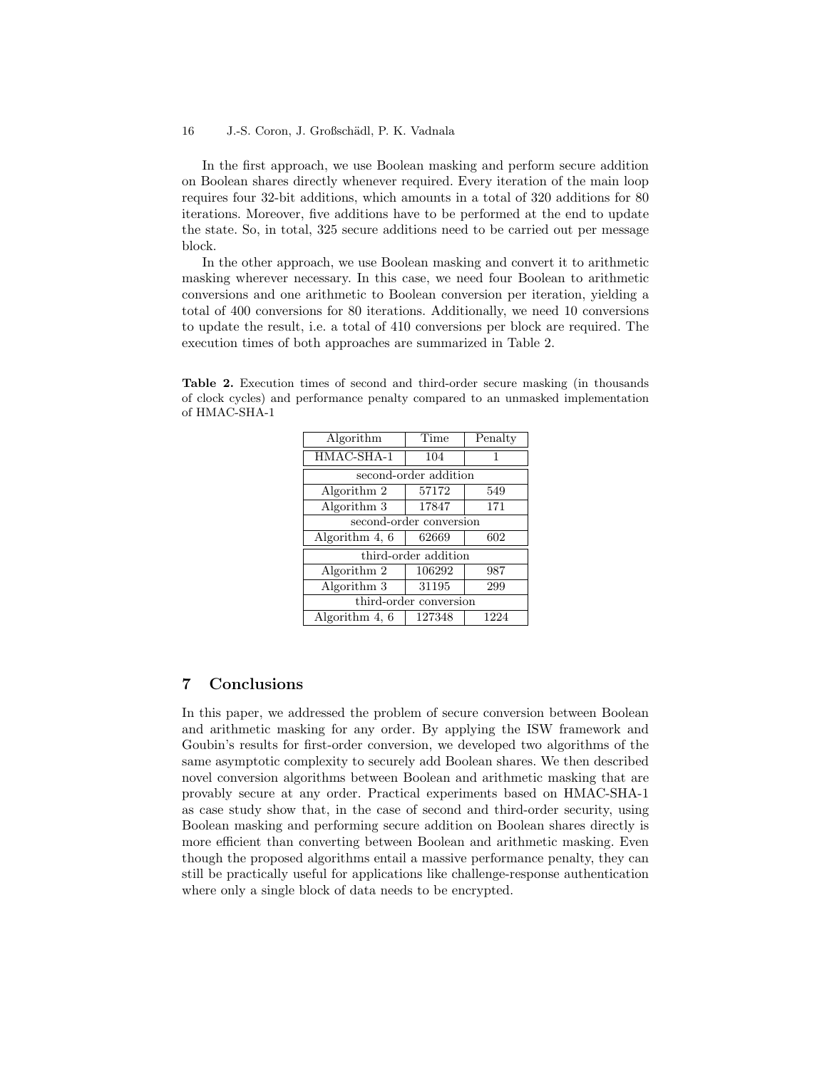In the first approach, we use Boolean masking and perform secure addition on Boolean shares directly whenever required. Every iteration of the main loop requires four 32-bit additions, which amounts in a total of 320 additions for 80 iterations. Moreover, five additions have to be performed at the end to update the state. So, in total, 325 secure additions need to be carried out per message block.

In the other approach, we use Boolean masking and convert it to arithmetic masking wherever necessary. In this case, we need four Boolean to arithmetic conversions and one arithmetic to Boolean conversion per iteration, yielding a total of 400 conversions for 80 iterations. Additionally, we need 10 conversions to update the result, i.e. a total of 410 conversions per block are required. The execution times of both approaches are summarized in Table 2.

**Table 2.** Execution times of second and third-order secure masking (in thousands of clock cycles) and performance penalty compared to an unmasked implementation of HMAC-SHA-1

| Algorithm | Time | Penalty |
|---|---|---|
| HMAC-SHA-1 | 104 | 1 |
| second-order addition | | |
| Algorithm 2 | 57172 | 549 |
| Algorithm 3 | 17847 | 171 |
| second-order conversion | | |
| Algorithm 4, 6 | 62669 | 602 |
| third-order addition | | |
| Algorithm 2 | 106292 | 987 |
| Algorithm 3 | 31195 | 299 |
| third-order conversion | | |
| Algorithm 4, 6 | 127348 | 1224 |

## 7 Conclusions

In this paper, we addressed the problem of secure conversion between Boolean and arithmetic masking for any order. By applying the ISW framework and Goubin's results for first-order conversion, we developed two algorithms of the same asymptotic complexity to securely add Boolean shares. We then described novel conversion algorithms between Boolean and arithmetic masking that are provably secure at any order. Practical experiments based on HMAC-SHA-1 as case study show that, in the case of second and third-order security, using Boolean masking and performing secure addition on Boolean shares directly is more efficient than converting between Boolean and arithmetic masking. Even though the proposed algorithms entail a massive performance penalty, they can still be practically useful for applications like challenge-response authentication where only a single block of data needs to be encrypted.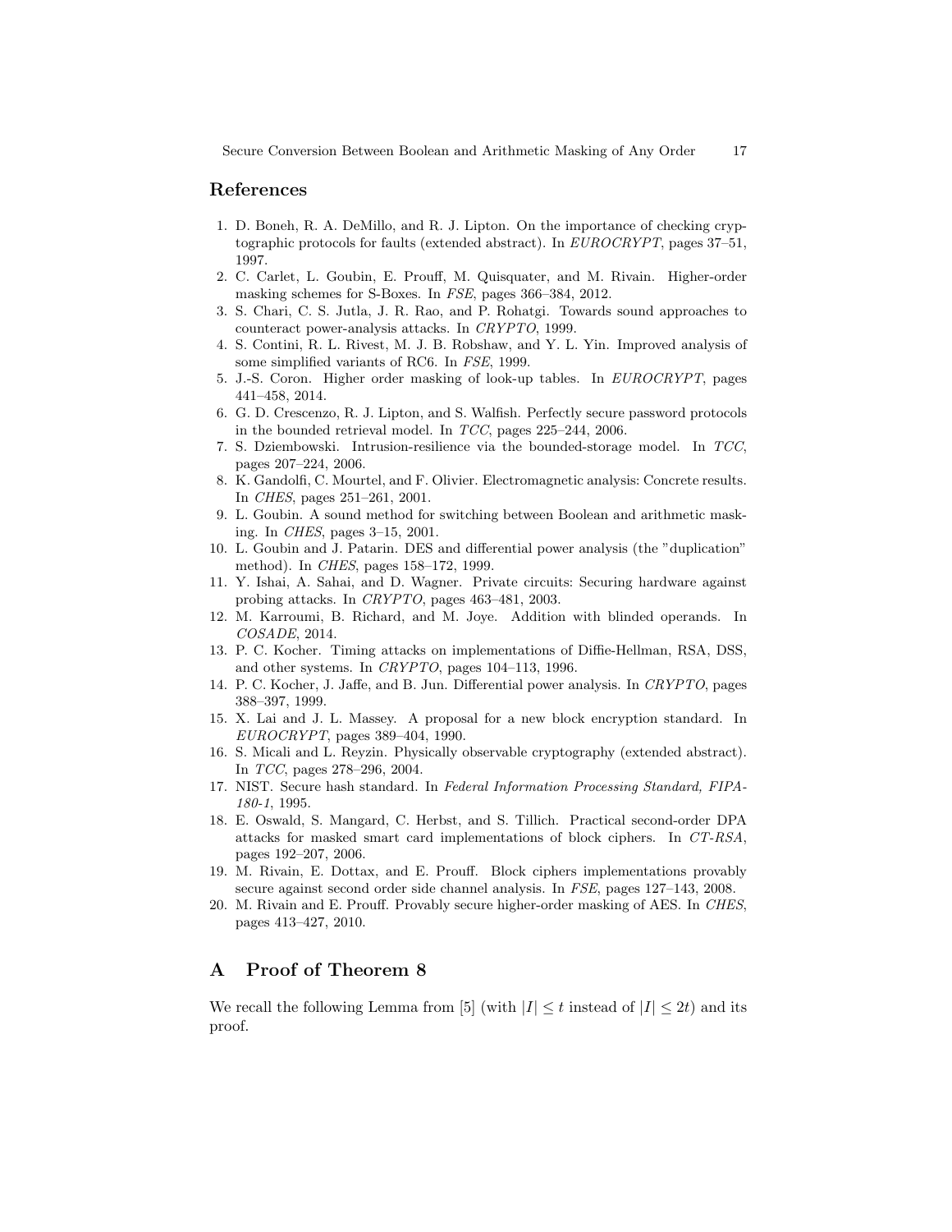## References

1. D. Boneh, R. A. DeMillo, and R. J. Lipton. On the importance of checking cryptographic protocols for faults (extended abstract). In *EUROCRYPT*, pages 37–51, 1997.
2. C. Carlet, L. Goubin, E. Prouff, M. Quisquater, and M. Rivain. Higher-order masking schemes for S-Boxes. In *FSE*, pages 366–384, 2012.
3. S. Chari, C. S. Jutla, J. R. Rao, and P. Rohatgi. Towards sound approaches to counteract power-analysis attacks. In *CRYPTO*, 1999.
4. S. Contini, R. L. Rivest, M. J. B. Robshaw, and Y. L. Yin. Improved analysis of some simplified variants of RC6. In *FSE*, 1999.
5. J.-S. Coron. Higher order masking of look-up tables. In *EUROCRYPT*, pages 441–458, 2014.
6. G. D. Crescenzo, R. J. Lipton, and S. Walfish. Perfectly secure password protocols in the bounded retrieval model. In *TCC*, pages 225–244, 2006.
7. S. Dziembowski. Intrusion-resilience via the bounded-storage model. In *TCC*, pages 207–224, 2006.
8. K. Gandolfi, C. Mourtel, and F. Olivier. Electromagnetic analysis: Concrete results. In *CHES*, pages 251–261, 2001.
9. L. Goubin. A sound method for switching between Boolean and arithmetic masking. In *CHES*, pages 3–15, 2001.
10. L. Goubin and J. Patarin. DES and differential power analysis (the "duplication" method). In *CHES*, pages 158–172, 1999.
11. Y. Ishai, A. Sahai, and D. Wagner. Private circuits: Securing hardware against probing attacks. In *CRYPTO*, pages 463–481, 2003.
12. M. Karroumi, B. Richard, and M. Joye. Addition with blinded operands. In *COSADE*, 2014.
13. P. C. Kocher. Timing attacks on implementations of Diffie-Hellman, RSA, DSS, and other systems. In *CRYPTO*, pages 104–113, 1996.
14. P. C. Kocher, J. Jaffe, and B. Jun. Differential power analysis. In *CRYPTO*, pages 388–397, 1999.
15. X. Lai and J. L. Massey. A proposal for a new block encryption standard. In *EUROCRYPT*, pages 389–404, 1990.
16. S. Micali and L. Reyzin. Physically observable cryptography (extended abstract). In *TCC*, pages 278–296, 2004.
17. NIST. Secure hash standard. In *Federal Information Processing Standard, FIPA-180-1*, 1995.
18. E. Oswald, S. Mangard, C. Herbst, and S. Tillich. Practical second-order DPA attacks for masked smart card implementations of block ciphers. In *CT-RSA*, pages 192–207, 2006.
19. M. Rivain, E. Dottax, and E. Prouff. Block ciphers implementations provably secure against second order side channel analysis. In *FSE*, pages 127–143, 2008.
20. M. Rivain and E. Prouff. Provably secure higher-order masking of AES. In *CHES*, pages 413–427, 2010.

# A Proof of Theorem 8

We recall the following Lemma from [5] (with $|I| \leq t$ instead of $|I| \leq 2t$) and its proof.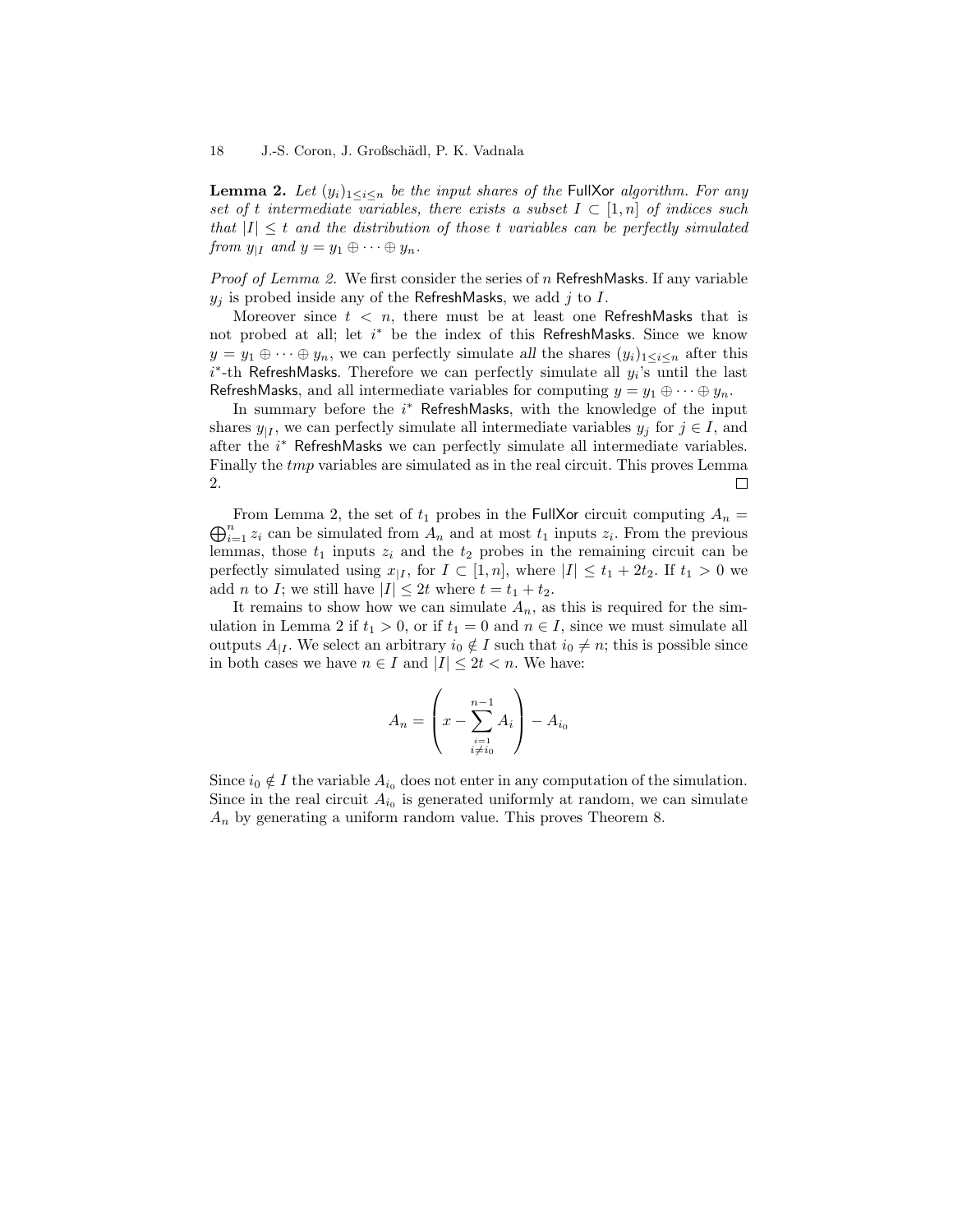**Lemma 2.** *Let $(y_i)_{1 \le i \le n}$ be the input shares of the* FullXor *algorithm. For any set of $t$ intermediate variables, there exists a subset $I \subset [1, n]$ of indices such that $|I| \le t$ and the distribution of those $t$ variables can be perfectly simulated from $y_{|I}$ and $y = y_1 \oplus \cdots \oplus y_n$.*

*Proof of Lemma 2.* We first consider the series of $n$ RefreshMasks. If any variable $y_j$ is probed inside any of the RefreshMasks, we add $j$ to $I$.

Moreover since $t < n$, there must be at least one RefreshMasks that is not probed at all; let $i^*$ be the index of this RefreshMasks. Since we know $y = y_1 \oplus \cdots \oplus y_n$, we can perfectly simulate *all* the shares $(y_i)_{1 \le i \le n}$ after this $i^*$-th RefreshMasks. Therefore we can perfectly simulate all $y_i$'s until the last RefreshMasks, and all intermediate variables for computing $y = y_1 \oplus \cdots \oplus y_n$.

In summary before the $i^*$ RefreshMasks, with the knowledge of the input shares $y_{|I}$, we can perfectly simulate all intermediate variables $y_j$ for $j \in I$, and after the $i^*$ RefreshMasks we can perfectly simulate all intermediate variables. Finally the *tmp* variables are simulated as in the real circuit. This proves Lemma 2. □

From Lemma 2, the set of $t_1$ probes in the FullXor circuit computing $A_n = \bigoplus_{i=1}^{n} z_i$ can be simulated from $A_n$ and at most $t_1$ inputs $z_i$. From the previous lemmas, those $t_1$ inputs $z_i$ and the $t_2$ probes in the remaining circuit can be perfectly simulated using $x_{|I}$, for $I \subset [1, n]$, where $|I| \le t_1 + 2t_2$. If $t_1 > 0$ we add $n$ to $I$; we still have $|I| \le 2t$ where $t = t_1 + t_2$.

It remains to show how we can simulate $A_n$, as this is required for the simulation in Lemma 2 if $t_1 > 0$, or if $t_1 = 0$ and $n \in I$, since we must simulate all outputs $A_{|I}$. We select an arbitrary $i_0 \notin I$ such that $i_0 \neq n$; this is possible since in both cases we have $n \in I$ and $|I| \le 2t < n$. We have:

$$A_n = \left( x - \sum_{\substack{i=1 \\ i \neq i_0}}^{n-1} A_i \right) - A_{i_0}$$

Since $i_0 \notin I$ the variable $A_{i_0}$ does not enter in any computation of the simulation. Since in the real circuit $A_{i_0}$ is generated uniformly at random, we can simulate $A_n$ by generating a uniform random value. This proves Theorem 8.